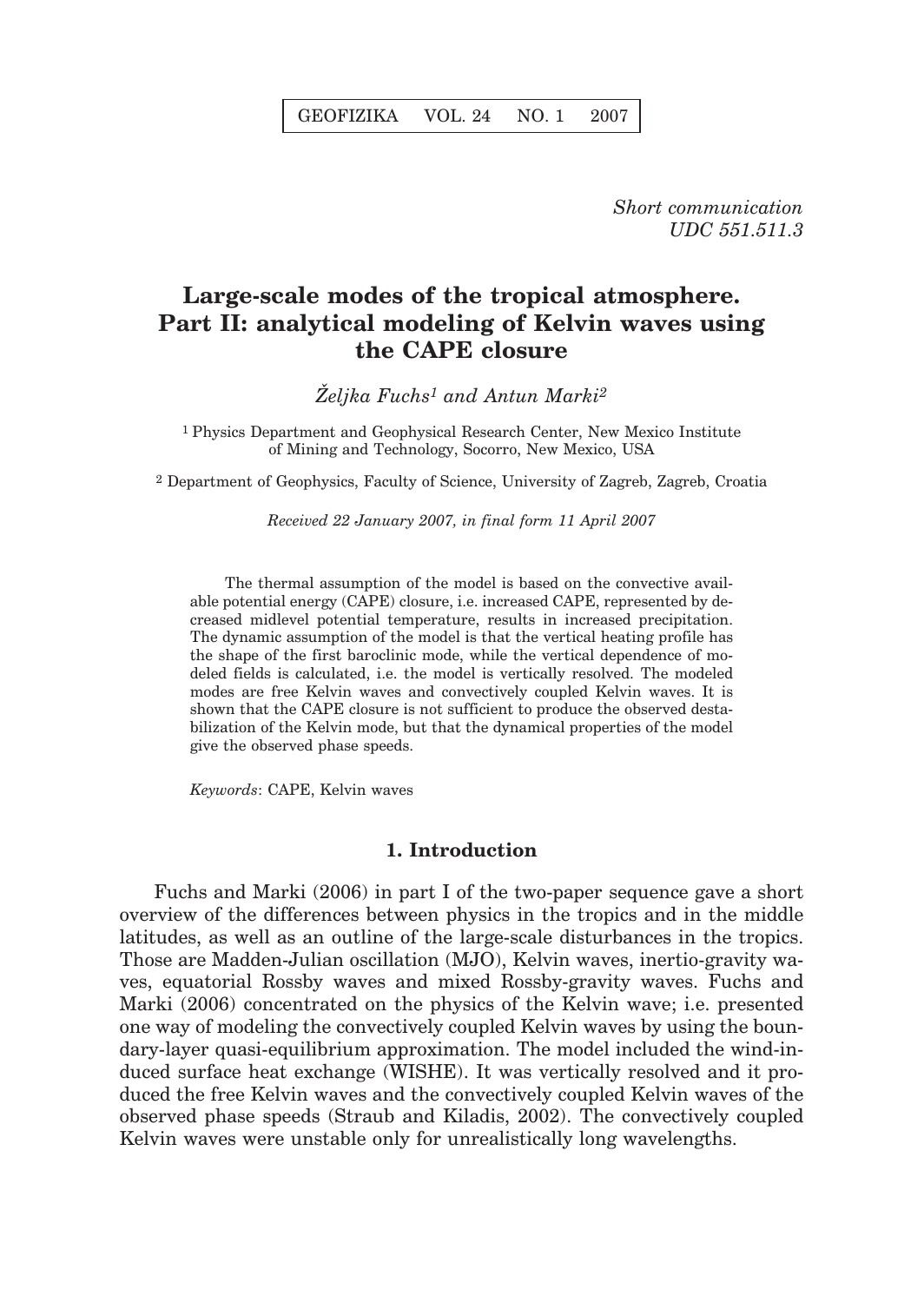*Short communication*
*UDC 551.511.3*

# Large-scale modes of the tropical atmosphere. Part II: analytical modeling of Kelvin waves using the CAPE closure

*Željka Fuchs*[1] *and Antun Marki*[2]

[1] Physics Department and Geophysical Research Center, New Mexico Institute of Mining and Technology, Socorro, New Mexico, USA

[2] Department of Geophysics, Faculty of Science, University of Zagreb, Zagreb, Croatia

*Received 22 January 2007, in final form 11 April 2007*

The thermal assumption of the model is based on the convective available potential energy (CAPE) closure, i.e. increased CAPE, represented by decreased midlevel potential temperature, results in increased precipitation. The dynamic assumption of the model is that the vertical heating profile has the shape of the first baroclinic mode, while the vertical dependence of modeled fields is calculated, i.e. the model is vertically resolved. The modeled modes are free Kelvin waves and convectively coupled Kelvin waves. It is shown that the CAPE closure is not sufficient to produce the observed destabilization of the Kelvin mode, but that the dynamical properties of the model give the observed phase speeds.

*Keywords*: CAPE, Kelvin waves

## 1. Introduction

Fuchs and Marki (2006) in part I of the two-paper sequence gave a short overview of the differences between physics in the tropics and in the middle latitudes, as well as an outline of the large-scale disturbances in the tropics. Those are Madden-Julian oscillation (MJO), Kelvin waves, inertio-gravity waves, equatorial Rossby waves and mixed Rossby-gravity waves. Fuchs and Marki (2006) concentrated on the physics of the Kelvin wave; i.e. presented one way of modeling the convectively coupled Kelvin waves by using the boundary-layer quasi-equilibrium approximation. The model included the wind-induced surface heat exchange (WISHE). It was vertically resolved and it produced the free Kelvin waves and the convectively coupled Kelvin waves of the observed phase speeds (Straub and Kiladis, 2002). The convectively coupled Kelvin waves were unstable only for unrealistically long wavelengths.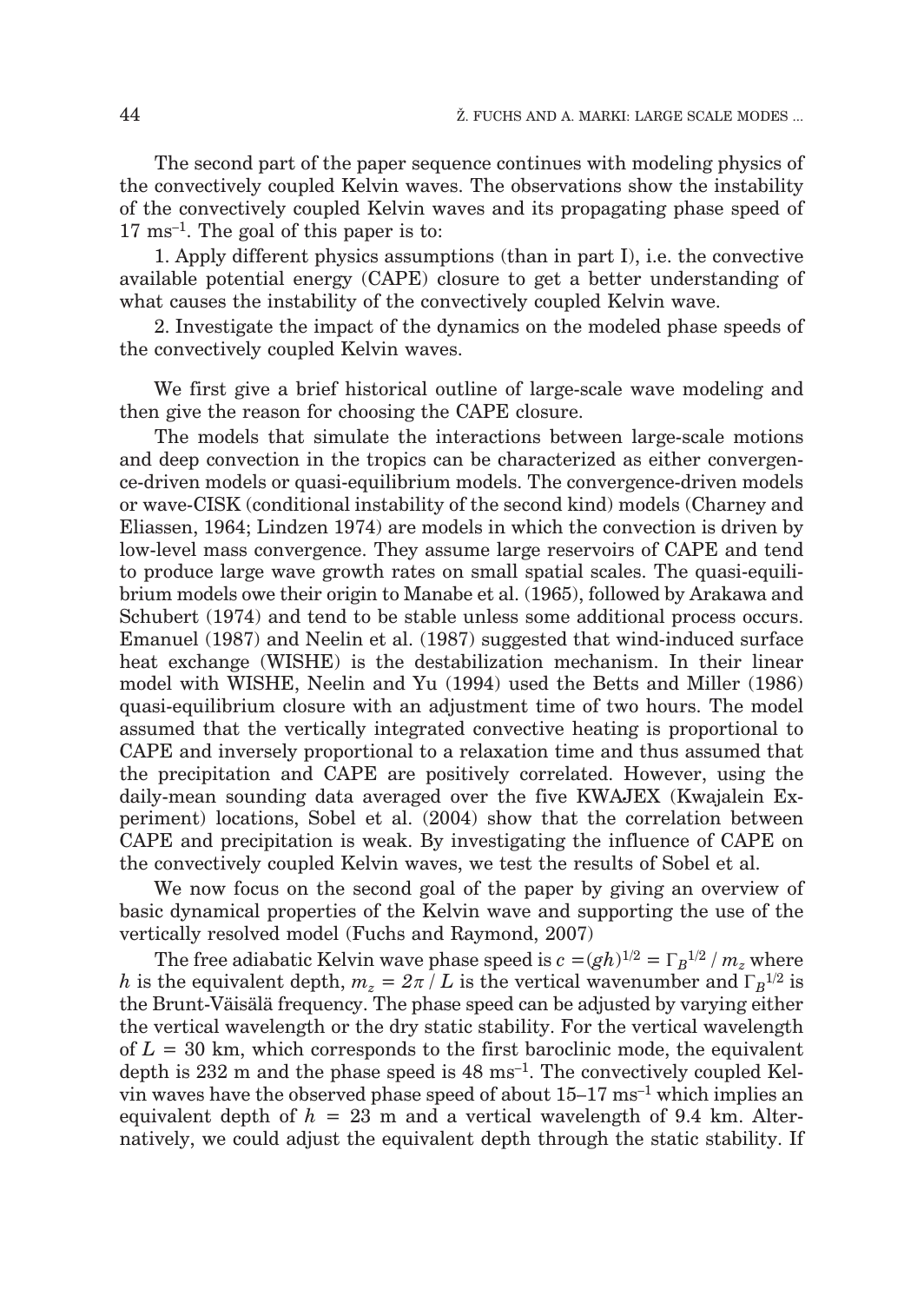The second part of the paper sequence continues with modeling physics of the convectively coupled Kelvin waves. The observations show the instability of the convectively coupled Kelvin waves and its propagating phase speed of 17 ms$^{-1}$. The goal of this paper is to:

1. Apply different physics assumptions (than in part I), i.e. the convective available potential energy (CAPE) closure to get a better understanding of what causes the instability of the convectively coupled Kelvin wave.

2. Investigate the impact of the dynamics on the modeled phase speeds of the convectively coupled Kelvin waves.

We first give a brief historical outline of large-scale wave modeling and then give the reason for choosing the CAPE closure.

The models that simulate the interactions between large-scale motions and deep convection in the tropics can be characterized as either convergence-driven models or quasi-equilibrium models. The convergence-driven models or wave-CISK (conditional instability of the second kind) models (Charney and Eliassen, 1964; Lindzen 1974) are models in which the convection is driven by low-level mass convergence. They assume large reservoirs of CAPE and tend to produce large wave growth rates on small spatial scales. The quasi-equilibrium models owe their origin to Manabe et al. (1965), followed by Arakawa and Schubert (1974) and tend to be stable unless some additional process occurs. Emanuel (1987) and Neelin et al. (1987) suggested that wind-induced surface heat exchange (WISHE) is the destabilization mechanism. In their linear model with WISHE, Neelin and Yu (1994) used the Betts and Miller (1986) quasi-equilibrium closure with an adjustment time of two hours. The model assumed that the vertically integrated convective heating is proportional to CAPE and inversely proportional to a relaxation time and thus assumed that the precipitation and CAPE are positively correlated. However, using the daily-mean sounding data averaged over the five KWAJEX (Kwajalein Experiment) locations, Sobel et al. (2004) show that the correlation between CAPE and precipitation is weak. By investigating the influence of CAPE on the convectively coupled Kelvin waves, we test the results of Sobel et al.

We now focus on the second goal of the paper by giving an overview of basic dynamical properties of the Kelvin wave and supporting the use of the vertically resolved model (Fuchs and Raymond, 2007)

The free adiabatic Kelvin wave phase speed is $c = (gh)^{1/2} = \Gamma_B^{1/2} / m_z$ where $h$ is the equivalent depth, $m_z = 2\pi / L$ is the vertical wavenumber and $\Gamma_B^{1/2}$ is the Brunt-Väisälä frequency. The phase speed can be adjusted by varying either the vertical wavelength or the dry static stability. For the vertical wavelength of $L$ = 30 km, which corresponds to the first baroclinic mode, the equivalent depth is 232 m and the phase speed is 48 ms$^{-1}$. The convectively coupled Kelvin waves have the observed phase speed of about 15–17 ms$^{-1}$ which implies an equivalent depth of $h$ = 23 m and a vertical wavelength of 9.4 km. Alternatively, we could adjust the equivalent depth through the static stability. If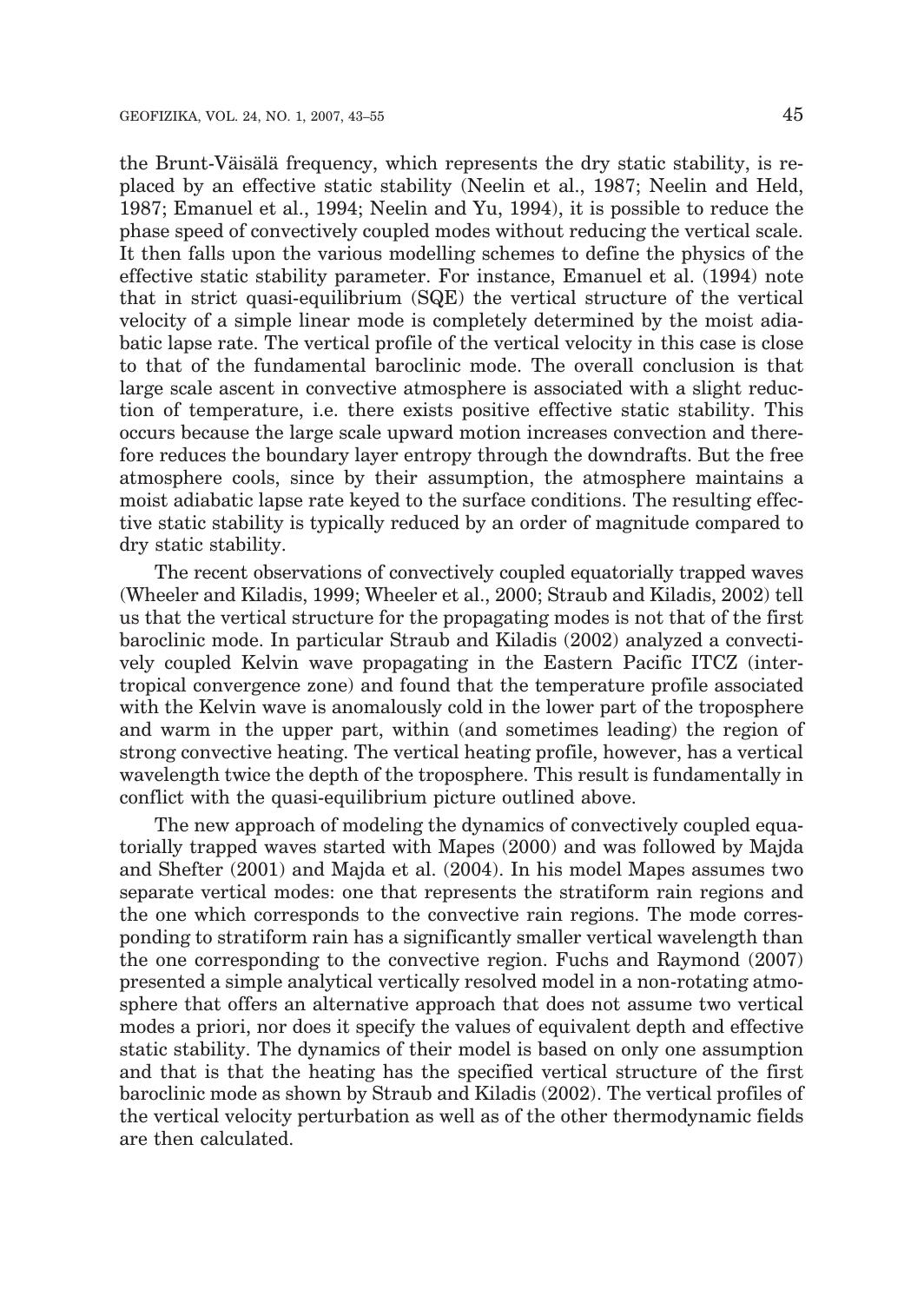the Brunt-Väisälä frequency, which represents the dry static stability, is replaced by an effective static stability (Neelin et al., 1987; Neelin and Held, 1987; Emanuel et al., 1994; Neelin and Yu, 1994), it is possible to reduce the phase speed of convectively coupled modes without reducing the vertical scale. It then falls upon the various modelling schemes to define the physics of the effective static stability parameter. For instance, Emanuel et al. (1994) note that in strict quasi-equilibrium (SQE) the vertical structure of the vertical velocity of a simple linear mode is completely determined by the moist adiabatic lapse rate. The vertical profile of the vertical velocity in this case is close to that of the fundamental baroclinic mode. The overall conclusion is that large scale ascent in convective atmosphere is associated with a slight reduction of temperature, i.e. there exists positive effective static stability. This occurs because the large scale upward motion increases convection and therefore reduces the boundary layer entropy through the downdrafts. But the free atmosphere cools, since by their assumption, the atmosphere maintains a moist adiabatic lapse rate keyed to the surface conditions. The resulting effective static stability is typically reduced by an order of magnitude compared to dry static stability.

The recent observations of convectively coupled equatorially trapped waves (Wheeler and Kiladis, 1999; Wheeler et al., 2000; Straub and Kiladis, 2002) tell us that the vertical structure for the propagating modes is not that of the first baroclinic mode. In particular Straub and Kiladis (2002) analyzed a convectively coupled Kelvin wave propagating in the Eastern Pacific ITCZ (intertropical convergence zone) and found that the temperature profile associated with the Kelvin wave is anomalously cold in the lower part of the troposphere and warm in the upper part, within (and sometimes leading) the region of strong convective heating. The vertical heating profile, however, has a vertical wavelength twice the depth of the troposphere. This result is fundamentally in conflict with the quasi-equilibrium picture outlined above.

The new approach of modeling the dynamics of convectively coupled equatorially trapped waves started with Mapes (2000) and was followed by Majda and Shefter (2001) and Majda et al. (2004). In his model Mapes assumes two separate vertical modes: one that represents the stratiform rain regions and the one which corresponds to the convective rain regions. The mode corresponding to stratiform rain has a significantly smaller vertical wavelength than the one corresponding to the convective region. Fuchs and Raymond (2007) presented a simple analytical vertically resolved model in a non-rotating atmosphere that offers an alternative approach that does not assume two vertical modes a priori, nor does it specify the values of equivalent depth and effective static stability. The dynamics of their model is based on only one assumption and that is that the heating has the specified vertical structure of the first baroclinic mode as shown by Straub and Kiladis (2002). The vertical profiles of the vertical velocity perturbation as well as of the other thermodynamic fields are then calculated.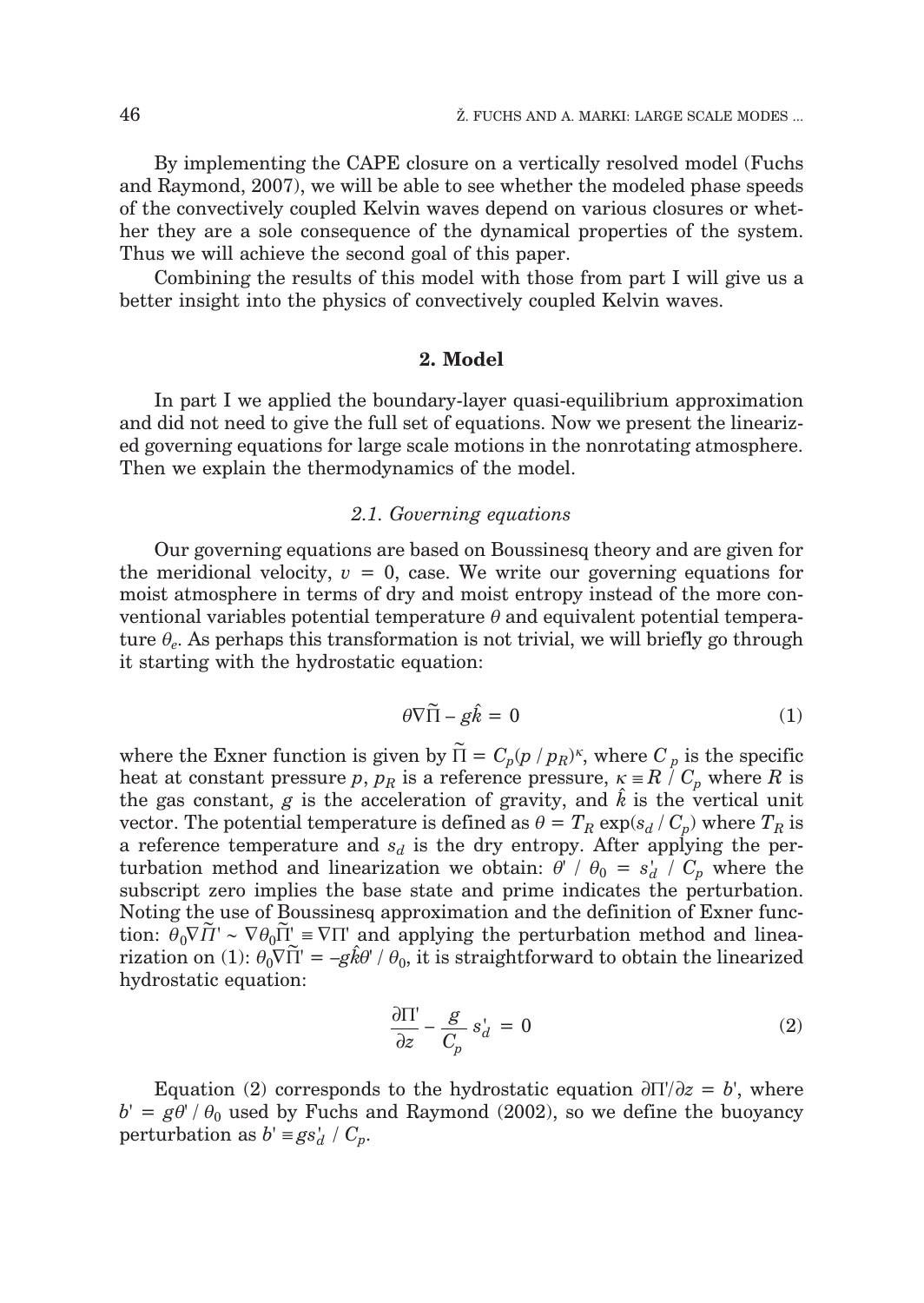By implementing the CAPE closure on a vertically resolved model (Fuchs and Raymond, 2007), we will be able to see whether the modeled phase speeds of the convectively coupled Kelvin waves depend on various closures or whether they are a sole consequence of the dynamical properties of the system. Thus we will achieve the second goal of this paper.

Combining the results of this model with those from part I will give us a better insight into the physics of convectively coupled Kelvin waves.

## 2. Model

In part I we applied the boundary-layer quasi-equilibrium approximation and did not need to give the full set of equations. Now we present the linearized governing equations for large scale motions in the nonrotating atmosphere. Then we explain the thermodynamics of the model.

### *2.1. Governing equations*

Our governing equations are based on Boussinesq theory and are given for the meridional velocity, $v = 0$, case. We write our governing equations for moist atmosphere in terms of dry and moist entropy instead of the more conventional variables potential temperature $\theta$ and equivalent potential temperature $\theta_e$. As perhaps this transformation is not trivial, we will briefly go through it starting with the hydrostatic equation:

$$\theta \nabla \tilde{\Pi} - g\hat{k} = 0 \tag{1}$$

where the Exner function is given by $\tilde{\Pi} = C_p(p / p_R)^{\kappa}$, where $C_p$ is the specific heat at constant pressure $p$, $p_R$ is a reference pressure, $\kappa \equiv R / C_p$ where $R$ is the gas constant, $g$ is the acceleration of gravity, and $\hat{k}$ is the vertical unit vector. The potential temperature is defined as $\theta = T_R \exp(s_d / C_p)$ where $T_R$ is a reference temperature and $s_d$ is the dry entropy. After applying the perturbation method and linearization we obtain: $\theta' / \theta_0 = s_d' / C_p$ where the subscript zero implies the base state and prime indicates the perturbation. Noting the use of Boussinesq approximation and the definition of Exner function: $\theta_0 \nabla \tilde{\Pi}' \sim \nabla \theta_0 \tilde{\Pi}' \equiv \nabla \Pi'$ and applying the perturbation method and linearization on (1): $\theta_0 \nabla \tilde{\Pi}' = -g\hat{k}\theta' / \theta_0$, it is straightforward to obtain the linearized hydrostatic equation:

$$\frac{\partial \Pi'}{\partial z} - \frac{g}{C_p} s_d' = 0 \tag{2}$$

Equation (2) corresponds to the hydrostatic equation $\partial \Pi' / \partial z = b'$, where $b' = g\theta' / \theta_0$ used by Fuchs and Raymond (2002), so we define the buoyancy perturbation as $b' \equiv g s_d' / C_p$.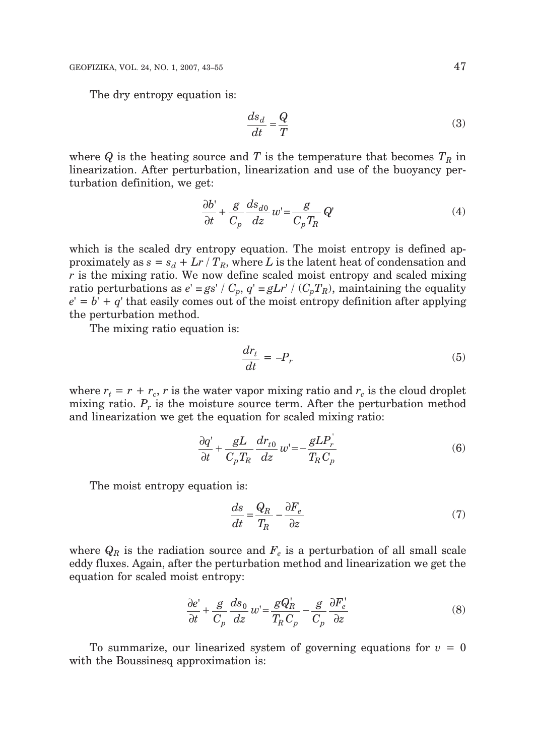The dry entropy equation is:

$$\frac{ds_d}{dt} = \frac{Q}{T} \tag{3}$$

where $Q$ is the heating source and $T$ is the temperature that becomes $T_R$ in linearization. After perturbation, linearization and use of the buoyancy perturbation definition, we get:

$$\frac{\partial b'}{\partial t} + \frac{g}{C_p}\frac{ds_{d0}}{dz}w' = \frac{g}{C_p T_R}Q' \tag{4}$$

which is the scaled dry entropy equation. The moist entropy is defined approximately as $s = s_d + Lr / T_R$, where $L$ is the latent heat of condensation and $r$ is the mixing ratio. We now define scaled moist entropy and scaled mixing ratio perturbations as $e' \equiv gs' / C_p$, $q' \equiv gLr' / (C_p T_R)$, maintaining the equality $e' = b' + q'$ that easily comes out of the moist entropy definition after applying the perturbation method.

The mixing ratio equation is:

$$\frac{dr_t}{dt} = -P_r \tag{5}$$

where $r_t = r + r_c$, $r$ is the water vapor mixing ratio and $r_c$ is the cloud droplet mixing ratio. $P_r$ is the moisture source term. After the perturbation method and linearization we get the equation for scaled mixing ratio:

$$\frac{\partial q'}{\partial t} + \frac{gL}{C_p T_R}\frac{dr_{t0}}{dz}w' = -\frac{gLP_r^{'}}{T_R C_p} \tag{6}$$

The moist entropy equation is:

$$\frac{ds}{dt} = \frac{Q_R}{T_R} - \frac{\partial F_e}{\partial z} \tag{7}$$

where $Q_R$ is the radiation source and $F_e$ is a perturbation of all small scale eddy fluxes. Again, after the perturbation method and linearization we get the equation for scaled moist entropy:

$$\frac{\partial e'}{\partial t} + \frac{g}{C_p}\frac{ds_0}{dz}w' = \frac{gQ_R'}{T_R C_p} - \frac{g}{C_p}\frac{\partial F_e'}{\partial z} \tag{8}$$

To summarize, our linearized system of governing equations for $v = 0$ with the Boussinesq approximation is: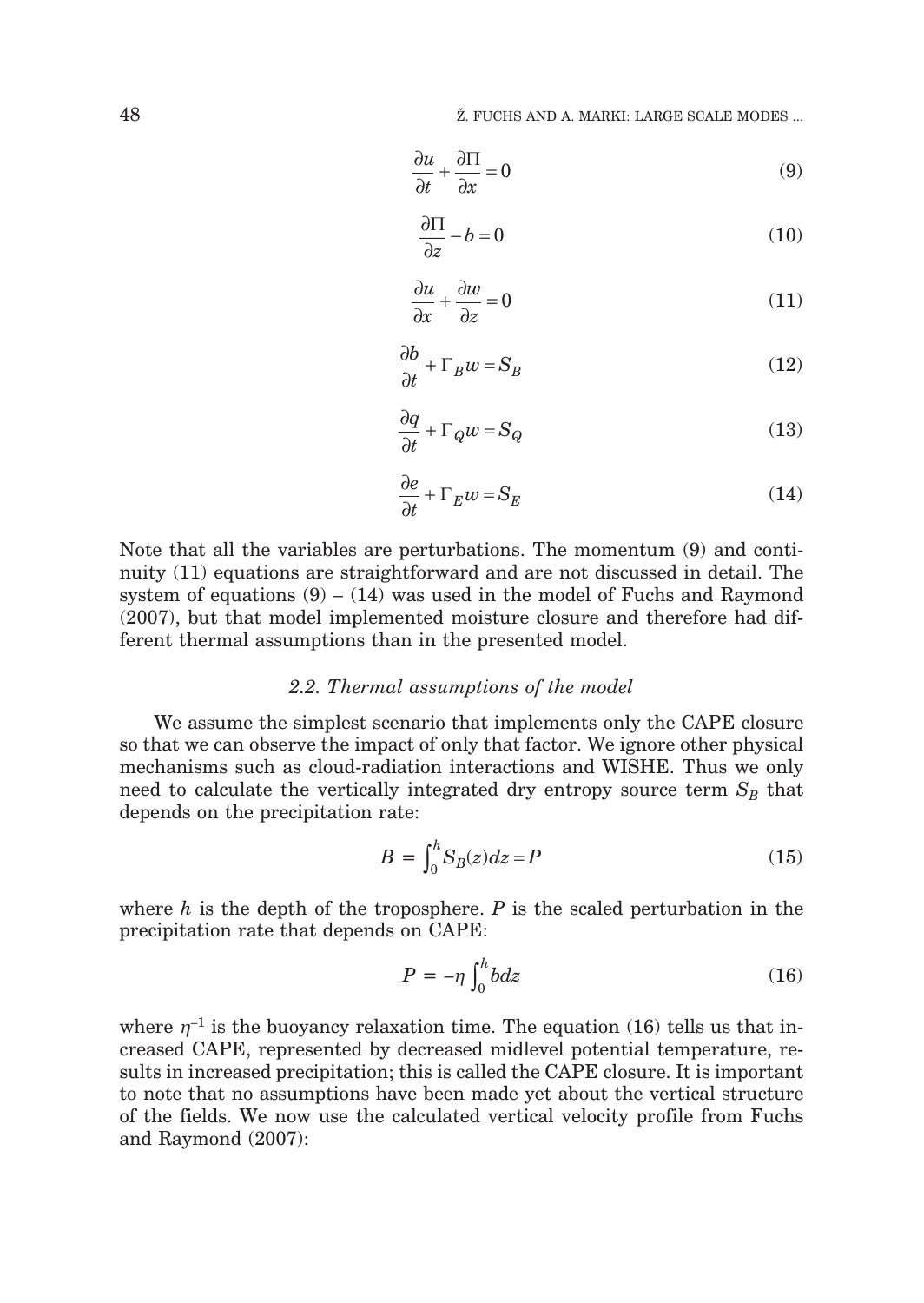$$\frac{\partial u}{\partial t} + \frac{\partial \Pi}{\partial x} = 0 \tag{9}$$

$$\frac{\partial \Pi}{\partial z} - b = 0 \tag{10}$$

$$\frac{\partial u}{\partial x} + \frac{\partial w}{\partial z} = 0 \tag{11}$$

$$\frac{\partial b}{\partial t} + \Gamma_B w = S_B \tag{12}$$

$$\frac{\partial q}{\partial t} + \Gamma_Q w = S_Q \tag{13}$$

$$\frac{\partial e}{\partial t} + \Gamma_E w = S_E \tag{14}$$

Note that all the variables are perturbations. The momentum (9) and continuity (11) equations are straightforward and are not discussed in detail. The system of equations (9) – (14) was used in the model of Fuchs and Raymond (2007), but that model implemented moisture closure and therefore had different thermal assumptions than in the presented model.

### *2.2. Thermal assumptions of the model*

We assume the simplest scenario that implements only the CAPE closure so that we can observe the impact of only that factor. We ignore other physical mechanisms such as cloud-radiation interactions and WISHE. Thus we only need to calculate the vertically integrated dry entropy source term $S_B$ that depends on the precipitation rate:

$$B = \int_0^h S_B(z)dz = P \tag{15}$$

where $h$ is the depth of the troposphere. $P$ is the scaled perturbation in the precipitation rate that depends on CAPE:

$$P = -\eta \int_0^h b dz \tag{16}$$

where $\eta^{-1}$ is the buoyancy relaxation time. The equation (16) tells us that increased CAPE, represented by decreased midlevel potential temperature, results in increased precipitation; this is called the CAPE closure. It is important to note that no assumptions have been made yet about the vertical structure of the fields. We now use the calculated vertical velocity profile from Fuchs and Raymond (2007):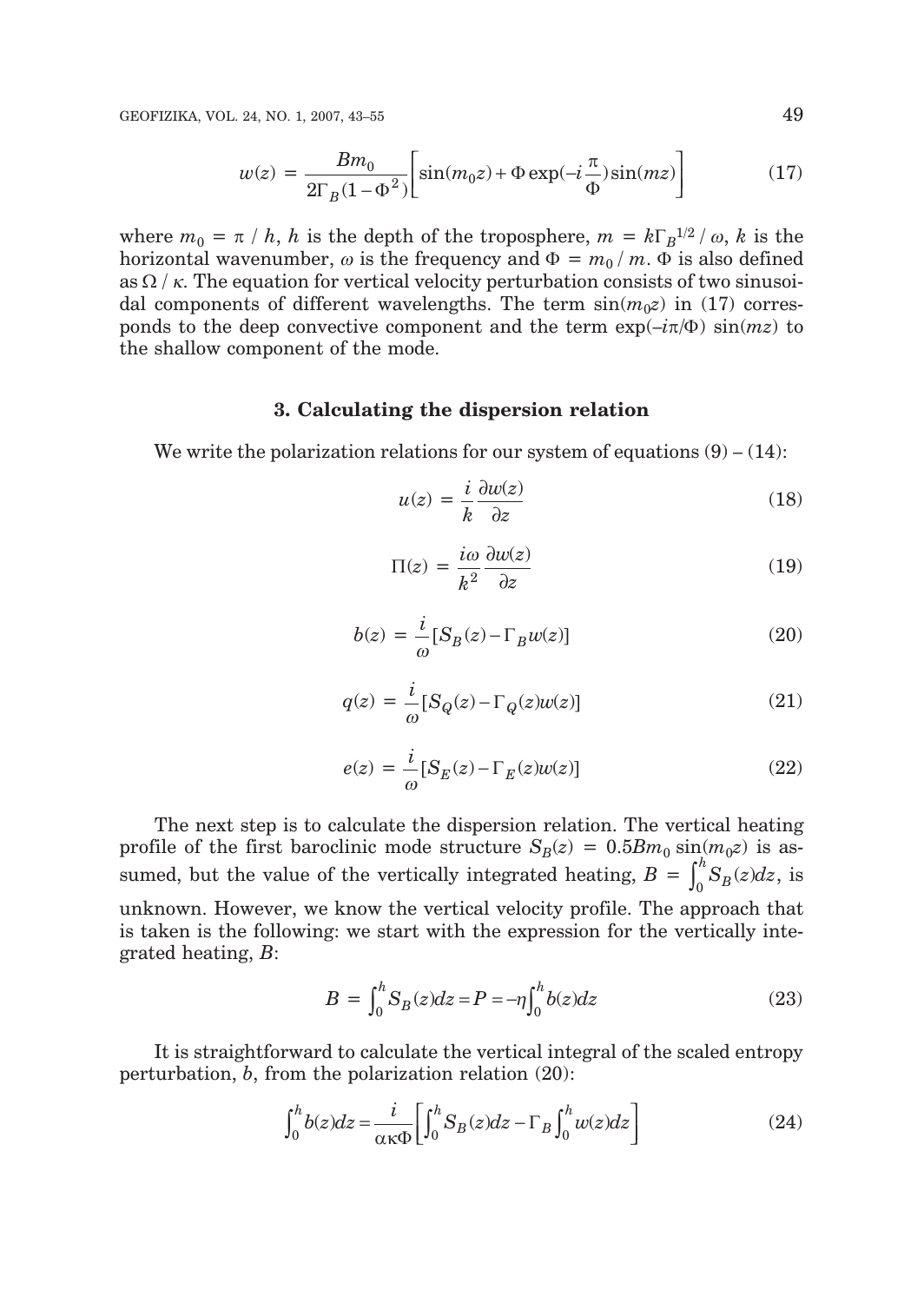$$w(z) = \frac{Bm_0}{2\Gamma_B(1-\Phi^2)}\left[\sin(m_0 z) + \Phi \exp(-i\frac{\pi}{\Phi})\sin(mz)\right] \tag{17}$$

where $m_0 = \pi / h$, $h$ is the depth of the troposphere, $m = k\Gamma_B^{1/2} / \omega$, $k$ is the horizontal wavenumber, $\omega$ is the frequency and $\Phi = m_0 / m$. $\Phi$ is also defined as $\Omega / \kappa$. The equation for vertical velocity perturbation consists of two sinusoidal components of different wavelengths. The term $\sin(m_0 z)$ in (17) corresponds to the deep convective component and the term $\exp(-i\pi/\Phi)\sin(mz)$ to the shallow component of the mode.

### 3. Calculating the dispersion relation

We write the polarization relations for our system of equations (9) – (14):

$$u(z) = \frac{i}{k}\frac{\partial w(z)}{\partial z} \tag{18}$$

$$\Pi(z) = \frac{i\omega}{k^2}\frac{\partial w(z)}{\partial z} \tag{19}$$

$$b(z) = \frac{i}{\omega}[S_B(z) - \Gamma_B w(z)] \tag{20}$$

$$q(z) = \frac{i}{\omega}[S_Q(z) - \Gamma_Q(z) w(z)] \tag{21}$$

$$e(z) = \frac{i}{\omega}[S_E(z) - \Gamma_E(z) w(z)] \tag{22}$$

The next step is to calculate the dispersion relation. The vertical heating profile of the first baroclinic mode structure $S_B(z) = 0.5Bm_0 \sin(m_0 z)$ is assumed, but the value of the vertically integrated heating, $B = \int_0^h S_B(z)dz$, is unknown. However, we know the vertical velocity profile. The approach that is taken is the following: we start with the expression for the vertically integrated heating, $B$:

$$B = \int_0^h S_B(z)dz = P = -\eta\int_0^h b(z)dz \tag{23}$$

It is straightforward to calculate the vertical integral of the scaled entropy perturbation, $b$, from the polarization relation (20):

$$\int_0^h b(z)dz = \frac{i}{\alpha\kappa\Phi}\left[\int_0^h S_B(z)dz - \Gamma_B\int_0^h w(z)dz\right] \tag{24}$$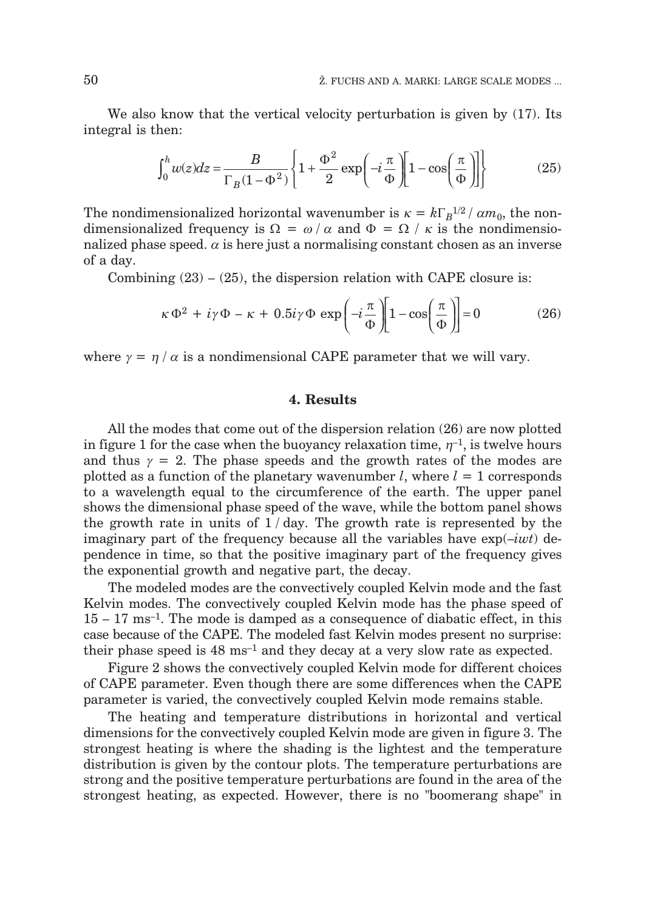We also know that the vertical velocity perturbation is given by (17). Its integral is then:

$$\int_0^h w(z)dz = \frac{B}{\Gamma_B(1-\Phi^2)}\left\{1 + \frac{\Phi^2}{2}\exp\left(-i\frac{\pi}{\Phi}\right)\left[1-\cos\left(\frac{\pi}{\Phi}\right)\right]\right\} \tag{25}$$

The nondimensionalized horizontal wavenumber is $\kappa = k\Gamma_B^{1/2} / \alpha m_0$, the nondimensionalized frequency is $\Omega = \omega / \alpha$ and $\Phi = \Omega / \kappa$ is the nondimensionalized phase speed. $\alpha$ is here just a normalising constant chosen as an inverse of a day.

Combining (23) – (25), the dispersion relation with CAPE closure is:

$$\kappa\Phi^2 + i\gamma\Phi - \kappa + 0.5 i\gamma\Phi \exp\left(-i\frac{\pi}{\Phi}\right)\left[1-\cos\left(\frac{\pi}{\Phi}\right)\right] = 0 \tag{26}$$

where $\gamma = \eta / \alpha$ is a nondimensional CAPE parameter that we will vary.

## 4. Results

All the modes that come out of the dispersion relation (26) are now plotted in figure 1 for the case when the buoyancy relaxation time, $\eta^{-1}$, is twelve hours and thus $\gamma = 2$. The phase speeds and the growth rates of the modes are plotted as a function of the planetary wavenumber $l$, where $l = 1$ corresponds to a wavelength equal to the circumference of the earth. The upper panel shows the dimensional phase speed of the wave, while the bottom panel shows the growth rate in units of $1 / \text{day}$. The growth rate is represented by the imaginary part of the frequency because all the variables have $\exp(-iwt)$ dependence in time, so that the positive imaginary part of the frequency gives the exponential growth and negative part, the decay.

The modeled modes are the convectively coupled Kelvin mode and the fast Kelvin modes. The convectively coupled Kelvin mode has the phase speed of $15 - 17\ \text{ms}^{-1}$. The mode is damped as a consequence of diabatic effect, in this case because of the CAPE. The modeled fast Kelvin modes present no surprise: their phase speed is $48\ \text{ms}^{-1}$ and they decay at a very slow rate as expected.

Figure 2 shows the convectively coupled Kelvin mode for different choices of CAPE parameter. Even though there are some differences when the CAPE parameter is varied, the convectively coupled Kelvin mode remains stable.

The heating and temperature distributions in horizontal and vertical dimensions for the convectively coupled Kelvin mode are given in figure 3. The strongest heating is where the shading is the lightest and the temperature distribution is given by the contour plots. The temperature perturbations are strong and the positive temperature perturbations are found in the area of the strongest heating, as expected. However, there is no "boomerang shape" in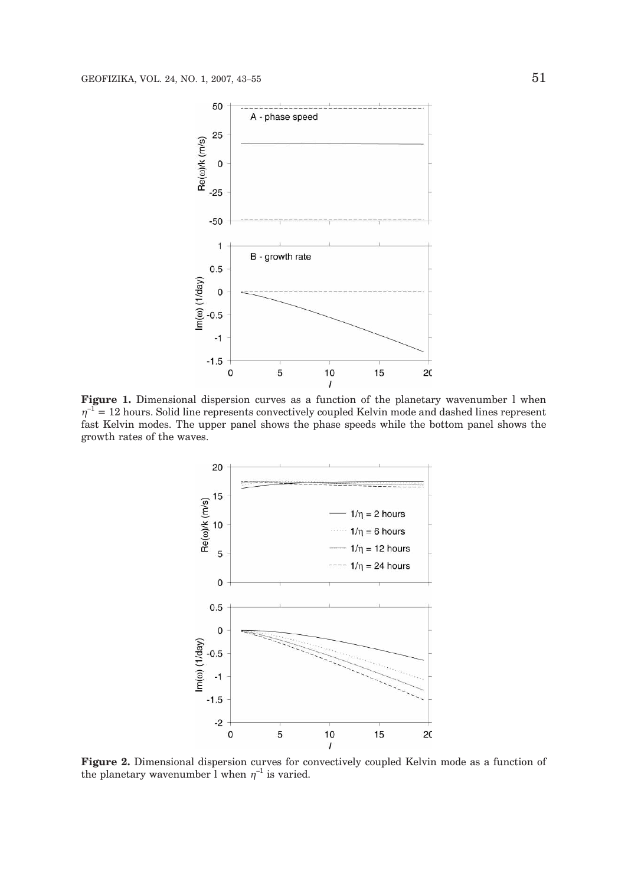**Figure 1.** Dimensional dispersion curves as a function of the planetary wavenumber l when $\eta^{-1}$ = 12 hours. Solid line represents convectively coupled Kelvin mode and dashed lines represent fast Kelvin modes. The upper panel shows the phase speeds while the bottom panel shows the growth rates of the waves.

**Figure 2.** Dimensional dispersion curves for convectively coupled Kelvin mode as a function of the planetary wavenumber l when $\eta^{-1}$ is varied.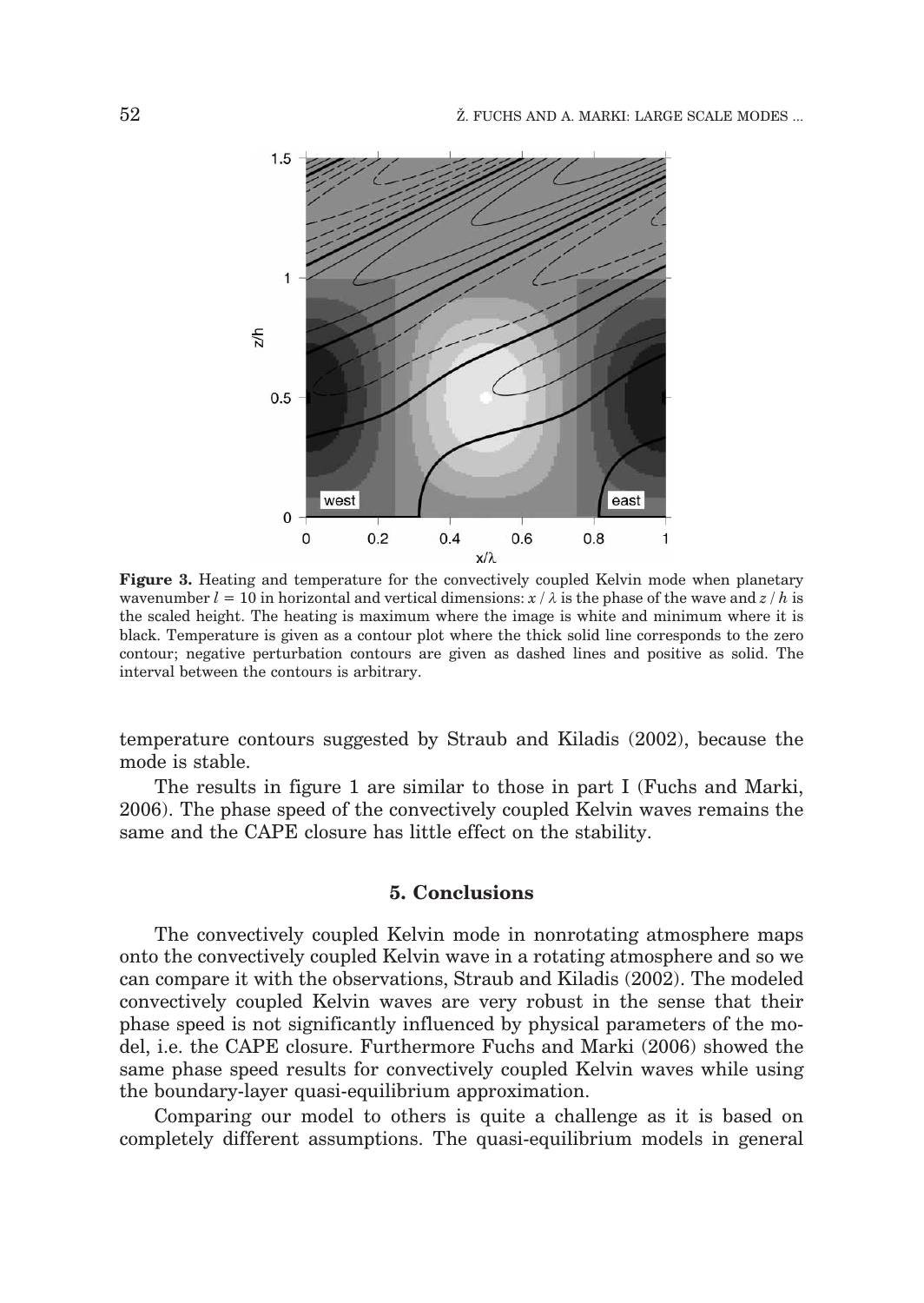**Figure 3.** Heating and temperature for the convectively coupled Kelvin mode when planetary wavenumber $l = 10$ in horizontal and vertical dimensions: $x / \lambda$ is the phase of the wave and $z / h$ is the scaled height. The heating is maximum where the image is white and minimum where it is black. Temperature is given as a contour plot where the thick solid line corresponds to the zero contour; negative perturbation contours are given as dashed lines and positive as solid. The interval between the contours is arbitrary.

temperature contours suggested by Straub and Kiladis (2002), because the mode is stable.

The results in figure 1 are similar to those in part I (Fuchs and Marki, 2006). The phase speed of the convectively coupled Kelvin waves remains the same and the CAPE closure has little effect on the stability.

## 5. Conclusions

The convectively coupled Kelvin mode in nonrotating atmosphere maps onto the convectively coupled Kelvin wave in a rotating atmosphere and so we can compare it with the observations, Straub and Kiladis (2002). The modeled convectively coupled Kelvin waves are very robust in the sense that their phase speed is not significantly influenced by physical parameters of the model, i.e. the CAPE closure. Furthermore Fuchs and Marki (2006) showed the same phase speed results for convectively coupled Kelvin waves while using the boundary-layer quasi-equilibrium approximation.

Comparing our model to others is quite a challenge as it is based on completely different assumptions. The quasi-equilibrium models in general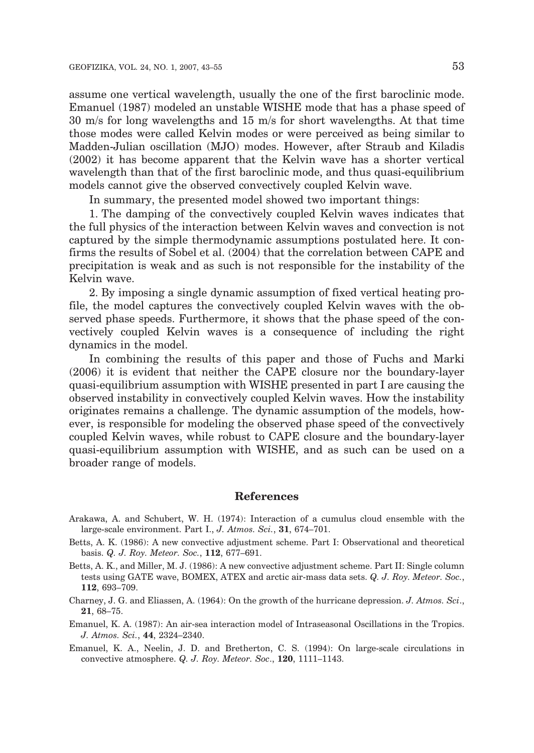assume one vertical wavelength, usually the one of the first baroclinic mode. Emanuel (1987) modeled an unstable WISHE mode that has a phase speed of 30 m/s for long wavelengths and 15 m/s for short wavelengths. At that time those modes were called Kelvin modes or were perceived as being similar to Madden-Julian oscillation (MJO) modes. However, after Straub and Kiladis (2002) it has become apparent that the Kelvin wave has a shorter vertical wavelength than that of the first baroclinic mode, and thus quasi-equilibrium models cannot give the observed convectively coupled Kelvin wave.

In summary, the presented model showed two important things:

1. The damping of the convectively coupled Kelvin waves indicates that the full physics of the interaction between Kelvin waves and convection is not captured by the simple thermodynamic assumptions postulated here. It confirms the results of Sobel et al. (2004) that the correlation between CAPE and precipitation is weak and as such is not responsible for the instability of the Kelvin wave.

2. By imposing a single dynamic assumption of fixed vertical heating profile, the model captures the convectively coupled Kelvin waves with the observed phase speeds. Furthermore, it shows that the phase speed of the convectively coupled Kelvin waves is a consequence of including the right dynamics in the model.

In combining the results of this paper and those of Fuchs and Marki (2006) it is evident that neither the CAPE closure nor the boundary-layer quasi-equilibrium assumption with WISHE presented in part I are causing the observed instability in convectively coupled Kelvin waves. How the instability originates remains a challenge. The dynamic assumption of the models, however, is responsible for modeling the observed phase speed of the convectively coupled Kelvin waves, while robust to CAPE closure and the boundary-layer quasi-equilibrium assumption with WISHE, and as such can be used on a broader range of models.

## References

Arakawa, A. and Schubert, W. H. (1974): Interaction of a cumulus cloud ensemble with the large-scale environment. Part I., *J. Atmos. Sci.*, **31**, 674–701.

Betts, A. K. (1986): A new convective adjustment scheme. Part I: Observational and theoretical basis. *Q. J. Roy. Meteor. Soc.*, **112**, 677–691.

Betts, A. K., and Miller, M. J. (1986): A new convective adjustment scheme. Part II: Single column tests using GATE wave, BOMEX, ATEX and arctic air-mass data sets. *Q. J. Roy. Meteor. Soc.*, **112**, 693–709.

Charney, J. G. and Eliassen, A. (1964): On the growth of the hurricane depression. *J. Atmos. Sci*., **21**, 68–75.

Emanuel, K. A. (1987): An air-sea interaction model of Intraseasonal Oscillations in the Tropics. *J. Atmos. Sci.*, **44**, 2324–2340.

Emanuel, K. A., Neelin, J. D. and Bretherton, C. S. (1994): On large-scale circulations in convective atmosphere. *Q. J. Roy. Meteor. Soc*., **120**, 1111–1143.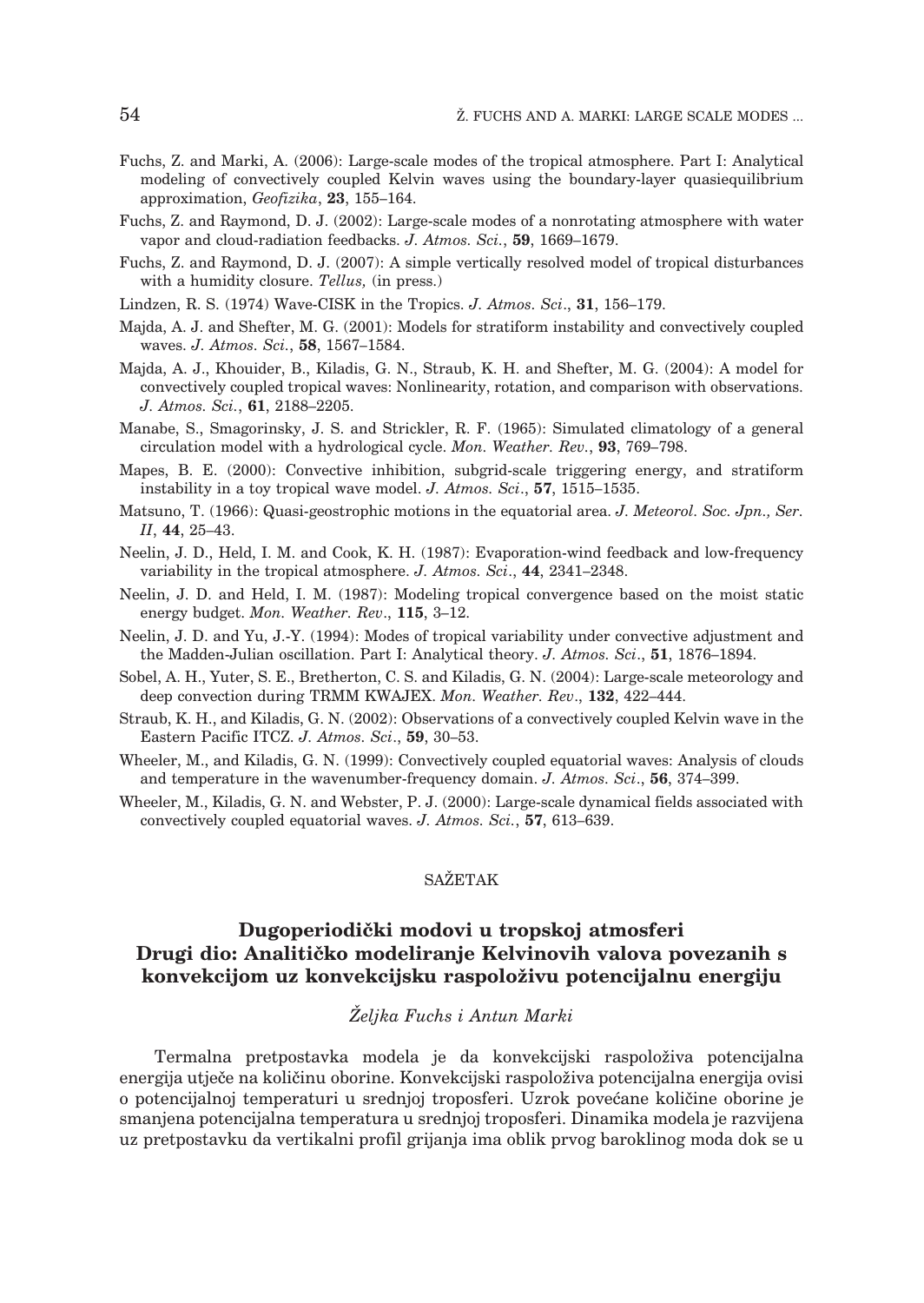Fuchs, Z. and Marki, A. (2006): Large-scale modes of the tropical atmosphere. Part I: Analytical modeling of convectively coupled Kelvin waves using the boundary-layer quasiequilibrium approximation, *Geofizika*, **23**, 155–164.

Fuchs, Z. and Raymond, D. J. (2002): Large-scale modes of a nonrotating atmosphere with water vapor and cloud-radiation feedbacks. *J. Atmos. Sci.*, **59**, 1669–1679.

Fuchs, Z. and Raymond, D. J. (2007): A simple vertically resolved model of tropical disturbances with a humidity closure. *Tellus,* (in press.)

Lindzen, R. S. (1974) Wave-CISK in the Tropics. *J. Atmos. Sci.*, **31**, 156–179.

Majda, A. J. and Shefter, M. G. (2001): Models for stratiform instability and convectively coupled waves. *J. Atmos. Sci.*, **58**, 1567–1584.

Majda, A. J., Khouider, B., Kiladis, G. N., Straub, K. H. and Shefter, M. G. (2004): A model for convectively coupled tropical waves: Nonlinearity, rotation, and comparison with observations. *J. Atmos. Sci.*, **61**, 2188–2205.

Manabe, S., Smagorinsky, J. S. and Strickler, R. F. (1965): Simulated climatology of a general circulation model with a hydrological cycle. *Mon. Weather. Rev.*, **93**, 769–798.

Mapes, B. E. (2000): Convective inhibition, subgrid-scale triggering energy, and stratiform instability in a toy tropical wave model. *J. Atmos. Sci.*, **57**, 1515–1535.

Matsuno, T. (1966): Quasi-geostrophic motions in the equatorial area. *J. Meteorol. Soc. Jpn., Ser. II*, **44**, 25–43.

Neelin, J. D., Held, I. M. and Cook, K. H. (1987): Evaporation-wind feedback and low-frequency variability in the tropical atmosphere. *J. Atmos. Sci.*, **44**, 2341–2348.

Neelin, J. D. and Held, I. M. (1987): Modeling tropical convergence based on the moist static energy budget. *Mon. Weather. Rev.*, **115**, 3–12.

Neelin, J. D. and Yu, J.-Y. (1994): Modes of tropical variability under convective adjustment and the Madden-Julian oscillation. Part I: Analytical theory. *J. Atmos. Sci.*, **51**, 1876–1894.

Sobel, A. H., Yuter, S. E., Bretherton, C. S. and Kiladis, G. N. (2004): Large-scale meteorology and deep convection during TRMM KWAJEX. *Mon. Weather. Rev.*, **132**, 422–444.

Straub, K. H., and Kiladis, G. N. (2002): Observations of a convectively coupled Kelvin wave in the Eastern Pacific ITCZ. *J. Atmos. Sci.*, **59**, 30–53.

Wheeler, M., and Kiladis, G. N. (1999): Convectively coupled equatorial waves: Analysis of clouds and temperature in the wavenumber-frequency domain. *J. Atmos. Sci.*, **56**, 374–399.

Wheeler, M., Kiladis, G. N. and Webster, P. J. (2000): Large-scale dynamical fields associated with convectively coupled equatorial waves. *J. Atmos. Sci.*, **57**, 613–639.

## SAŽETAK

### Dugoperiodički modovi u tropskoj atmosferi Drugi dio: Analitičko modeliranje Kelvinovih valova povezanih s konvekcijom uz konvekcijsku raspoloživu potencijalnu energiju

*Željka Fuchs i Antun Marki*

Termalna pretpostavka modela je da konvekcijski raspoloživa potencijalna energija utječe na količinu oborine. Konvekcijski raspoloživa potencijalna energija ovisi o potencijalnoj temperaturi u srednjoj troposferi. Uzrok povećane količine oborine je smanjena potencijalna temperatura u srednjoj troposferi. Dinamika modela je razvijena uz pretpostavku da vertikalni profil grijanja ima oblik prvog baroklinog moda dok se u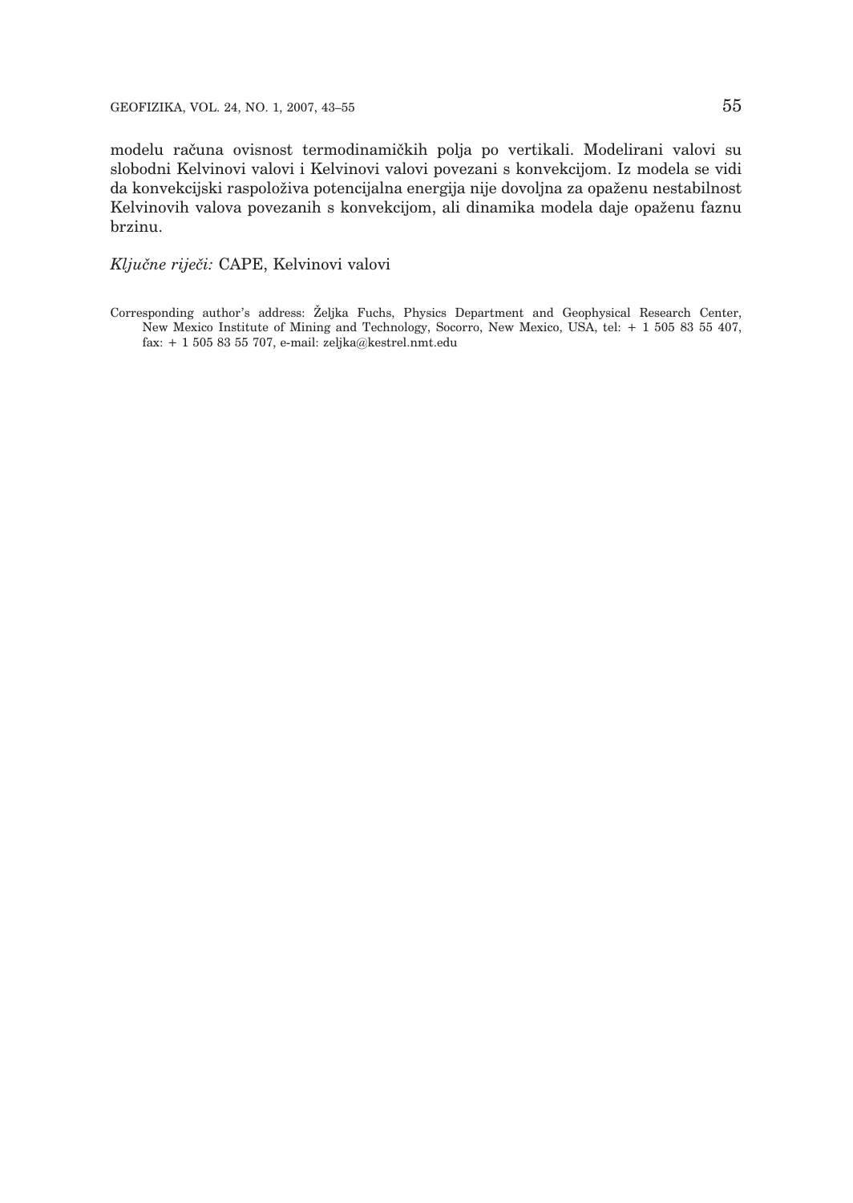modelu računa ovisnost termodinamičkih polja po vertikali. Modelirani valovi su slobodni Kelvinovi valovi i Kelvinovi valovi povezani s konvekcijom. Iz modela se vidi da konvekcijski raspoloživa potencijalna energija nije dovoljna za opaženu nestabilnost Kelvinovih valova povezanih s konvekcijom, ali dinamika modela daje opaženu faznu brzinu.

*Ključne riječi:* CAPE, Kelvinovi valovi

Corresponding author's address: Željka Fuchs, Physics Department and Geophysical Research Center, New Mexico Institute of Mining and Technology, Socorro, New Mexico, USA, tel: + 1 505 83 55 407, fax: + 1 505 83 55 707, e-mail: zeljka@kestrel.nmt.edu